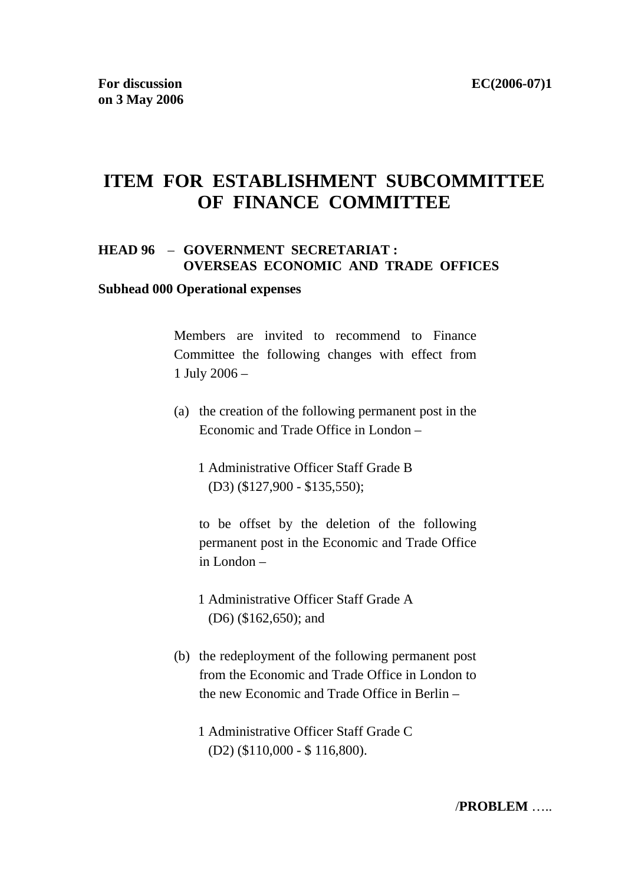**For discussion on 3 May 2006**

**EC(2006-07)1**

# ITEM FOR ESTABLISHMENT SUBCOMMITTEE OF FINANCE COMMITTEE

**HEAD 96 – GOVERNMENT SECRETARIAT : OVERSEAS ECONOMIC AND TRADE OFFICES**

**Subhead 000 Operational expenses**

Members are invited to recommend to Finance Committee the following changes with effect from 1 July 2006 –

(a) the creation of the following permanent post in the Economic and Trade Office in London –

1 Administrative Officer Staff Grade B (D3) ($127,900 - $135,550);

to be offset by the deletion of the following permanent post in the Economic and Trade Office in London –

1 Administrative Officer Staff Grade A (D6) ($162,650); and

(b) the redeployment of the following permanent post from the Economic and Trade Office in London to the new Economic and Trade Office in Berlin –

1 Administrative Officer Staff Grade C (D2) ($110,000 - $ 116,800).

/**PROBLEM** …..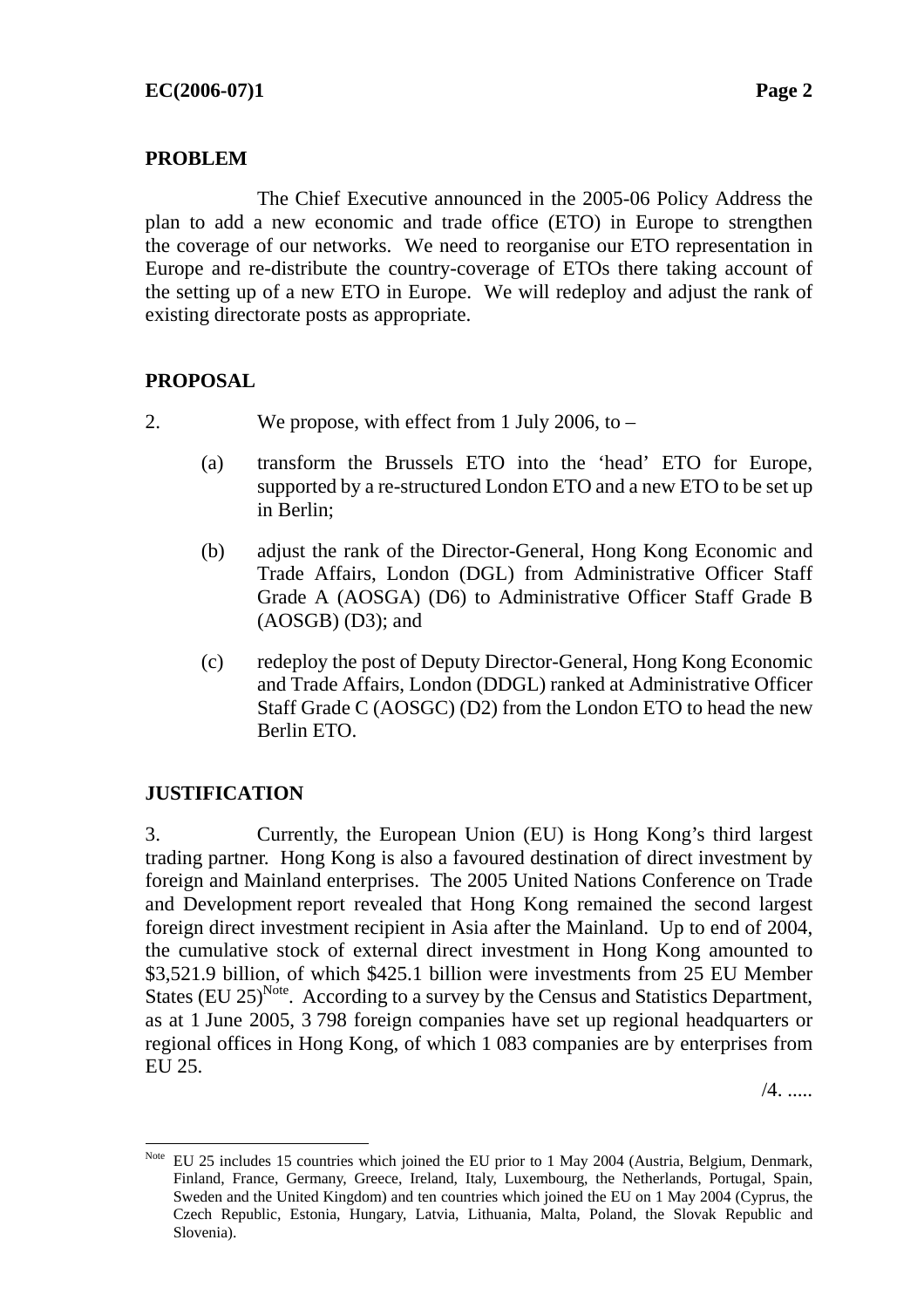**PROBLEM**

The Chief Executive announced in the 2005-06 Policy Address the plan to add a new economic and trade office (ETO) in Europe to strengthen the coverage of our networks. We need to reorganise our ETO representation in Europe and re-distribute the country-coverage of ETOs there taking account of the setting up of a new ETO in Europe. We will redeploy and adjust the rank of existing directorate posts as appropriate.

**PROPOSAL**

2. We propose, with effect from 1 July 2006, to –

(a) transform the Brussels ETO into the 'head' ETO for Europe, supported by a re-structured London ETO and a new ETO to be set up in Berlin;

(b) adjust the rank of the Director-General, Hong Kong Economic and Trade Affairs, London (DGL) from Administrative Officer Staff Grade A (AOSGA) (D6) to Administrative Officer Staff Grade B (AOSGB) (D3); and

(c) redeploy the post of Deputy Director-General, Hong Kong Economic and Trade Affairs, London (DDGL) ranked at Administrative Officer Staff Grade C (AOSGC) (D2) from the London ETO to head the new Berlin ETO.

**JUSTIFICATION**

3. Currently, the European Union (EU) is Hong Kong's third largest trading partner. Hong Kong is also a favoured destination of direct investment by foreign and Mainland enterprises. The 2005 United Nations Conference on Trade and Development report revealed that Hong Kong remained the second largest foreign direct investment recipient in Asia after the Mainland. Up to end of 2004, the cumulative stock of external direct investment in Hong Kong amounted to $3,521.9 billion, of which $425.1 billion were investments from 25 EU Member States (EU 25)[Note]. According to a survey by the Census and Statistics Department, as at 1 June 2005, 3 798 foreign companies have set up regional headquarters or regional offices in Hong Kong, of which 1 083 companies are by enterprises from EU 25.

/4. .....

---

[Note] EU 25 includes 15 countries which joined the EU prior to 1 May 2004 (Austria, Belgium, Denmark, Finland, France, Germany, Greece, Ireland, Italy, Luxembourg, the Netherlands, Portugal, Spain, Sweden and the United Kingdom) and ten countries which joined the EU on 1 May 2004 (Cyprus, the Czech Republic, Estonia, Hungary, Latvia, Lithuania, Malta, Poland, the Slovak Republic and Slovenia).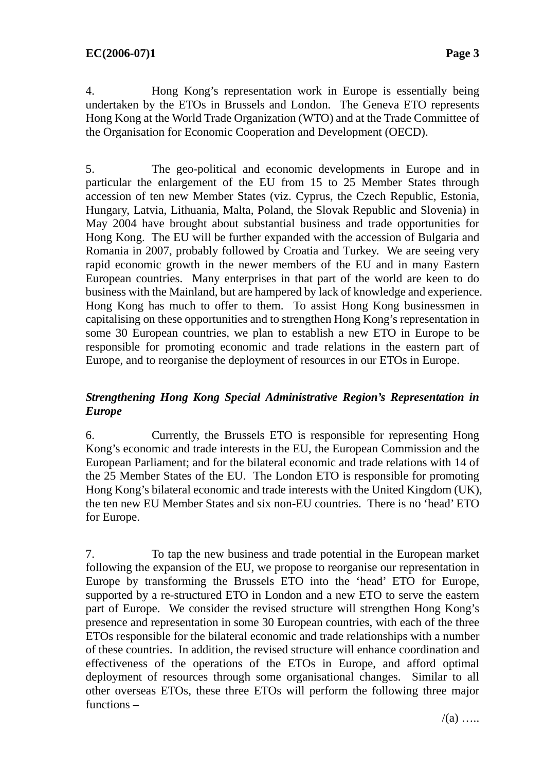4. Hong Kong's representation work in Europe is essentially being undertaken by the ETOs in Brussels and London. The Geneva ETO represents Hong Kong at the World Trade Organization (WTO) and at the Trade Committee of the Organisation for Economic Cooperation and Development (OECD).

5. The geo-political and economic developments in Europe and in particular the enlargement of the EU from 15 to 25 Member States through accession of ten new Member States (viz. Cyprus, the Czech Republic, Estonia, Hungary, Latvia, Lithuania, Malta, Poland, the Slovak Republic and Slovenia) in May 2004 have brought about substantial business and trade opportunities for Hong Kong. The EU will be further expanded with the accession of Bulgaria and Romania in 2007, probably followed by Croatia and Turkey. We are seeing very rapid economic growth in the newer members of the EU and in many Eastern European countries. Many enterprises in that part of the world are keen to do business with the Mainland, but are hampered by lack of knowledge and experience. Hong Kong has much to offer to them. To assist Hong Kong businessmen in capitalising on these opportunities and to strengthen Hong Kong's representation in some 30 European countries, we plan to establish a new ETO in Europe to be responsible for promoting economic and trade relations in the eastern part of Europe, and to reorganise the deployment of resources in our ETOs in Europe.

***Strengthening Hong Kong Special Administrative Region's Representation in Europe***

6. Currently, the Brussels ETO is responsible for representing Hong Kong's economic and trade interests in the EU, the European Commission and the European Parliament; and for the bilateral economic and trade relations with 14 of the 25 Member States of the EU. The London ETO is responsible for promoting Hong Kong's bilateral economic and trade interests with the United Kingdom (UK), the ten new EU Member States and six non-EU countries. There is no 'head' ETO for Europe.

7. To tap the new business and trade potential in the European market following the expansion of the EU, we propose to reorganise our representation in Europe by transforming the Brussels ETO into the 'head' ETO for Europe, supported by a re-structured ETO in London and a new ETO to serve the eastern part of Europe. We consider the revised structure will strengthen Hong Kong's presence and representation in some 30 European countries, with each of the three ETOs responsible for the bilateral economic and trade relationships with a number of these countries. In addition, the revised structure will enhance coordination and effectiveness of the operations of the ETOs in Europe, and afford optimal deployment of resources through some organisational changes. Similar to all other overseas ETOs, these three ETOs will perform the following three major functions –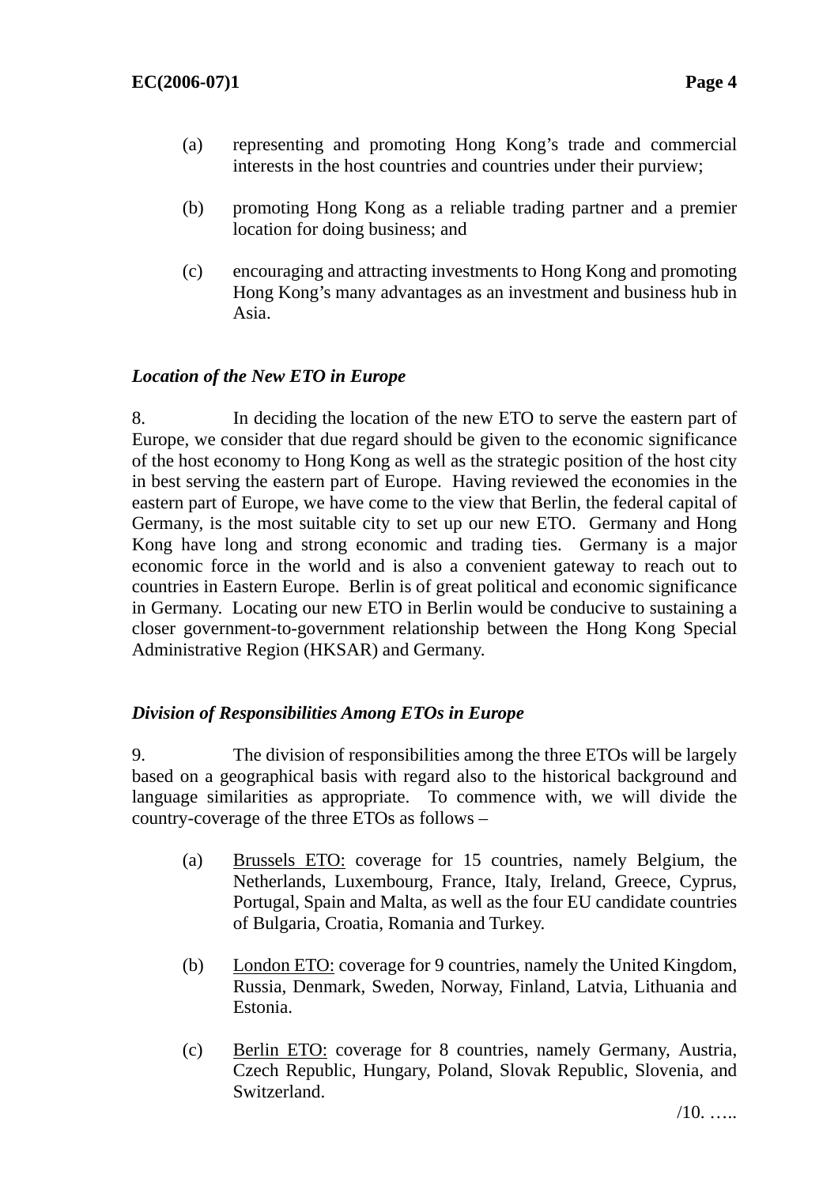(a) representing and promoting Hong Kong's trade and commercial interests in the host countries and countries under their purview;

(b) promoting Hong Kong as a reliable trading partner and a premier location for doing business; and

(c) encouraging and attracting investments to Hong Kong and promoting Hong Kong's many advantages as an investment and business hub in Asia.

***Location of the New ETO in Europe***

8. In deciding the location of the new ETO to serve the eastern part of Europe, we consider that due regard should be given to the economic significance of the host economy to Hong Kong as well as the strategic position of the host city in best serving the eastern part of Europe. Having reviewed the economies in the eastern part of Europe, we have come to the view that Berlin, the federal capital of Germany, is the most suitable city to set up our new ETO. Germany and Hong Kong have long and strong economic and trading ties. Germany is a major economic force in the world and is also a convenient gateway to reach out to countries in Eastern Europe. Berlin is of great political and economic significance in Germany. Locating our new ETO in Berlin would be conducive to sustaining a closer government-to-government relationship between the Hong Kong Special Administrative Region (HKSAR) and Germany.

***Division of Responsibilities Among ETOs in Europe***

9. The division of responsibilities among the three ETOs will be largely based on a geographical basis with regard also to the historical background and language similarities as appropriate. To commence with, we will divide the country-coverage of the three ETOs as follows –

(a) <u>Brussels ETO:</u> coverage for 15 countries, namely Belgium, the Netherlands, Luxembourg, France, Italy, Ireland, Greece, Cyprus, Portugal, Spain and Malta, as well as the four EU candidate countries of Bulgaria, Croatia, Romania and Turkey.

(b) <u>London ETO:</u> coverage for 9 countries, namely the United Kingdom, Russia, Denmark, Sweden, Norway, Finland, Latvia, Lithuania and Estonia.

(c) <u>Berlin ETO:</u> coverage for 8 countries, namely Germany, Austria, Czech Republic, Hungary, Poland, Slovak Republic, Slovenia, and Switzerland.

/10. …..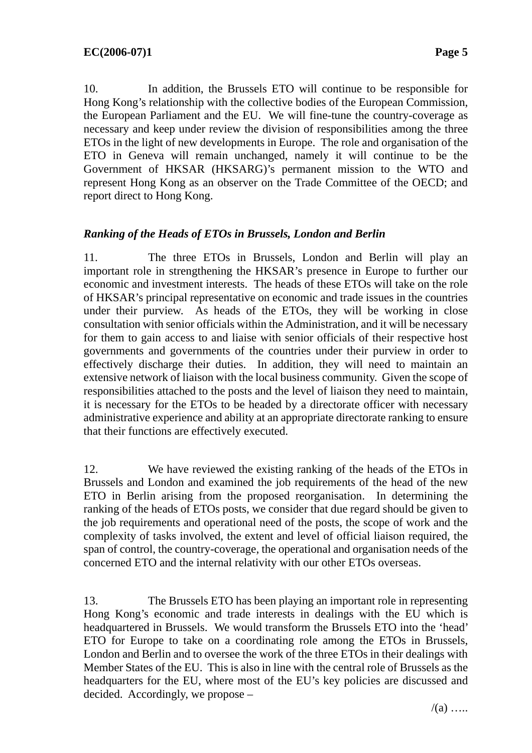10. In addition, the Brussels ETO will continue to be responsible for Hong Kong's relationship with the collective bodies of the European Commission, the European Parliament and the EU. We will fine-tune the country-coverage as necessary and keep under review the division of responsibilities among the three ETOs in the light of new developments in Europe. The role and organisation of the ETO in Geneva will remain unchanged, namely it will continue to be the Government of HKSAR (HKSARG)'s permanent mission to the WTO and represent Hong Kong as an observer on the Trade Committee of the OECD; and report direct to Hong Kong.

### *Ranking of the Heads of ETOs in Brussels, London and Berlin*

11. The three ETOs in Brussels, London and Berlin will play an important role in strengthening the HKSAR's presence in Europe to further our economic and investment interests. The heads of these ETOs will take on the role of HKSAR's principal representative on economic and trade issues in the countries under their purview. As heads of the ETOs, they will be working in close consultation with senior officials within the Administration, and it will be necessary for them to gain access to and liaise with senior officials of their respective host governments and governments of the countries under their purview in order to effectively discharge their duties. In addition, they will need to maintain an extensive network of liaison with the local business community. Given the scope of responsibilities attached to the posts and the level of liaison they need to maintain, it is necessary for the ETOs to be headed by a directorate officer with necessary administrative experience and ability at an appropriate directorate ranking to ensure that their functions are effectively executed.

12. We have reviewed the existing ranking of the heads of the ETOs in Brussels and London and examined the job requirements of the head of the new ETO in Berlin arising from the proposed reorganisation. In determining the ranking of the heads of ETOs posts, we consider that due regard should be given to the job requirements and operational need of the posts, the scope of work and the complexity of tasks involved, the extent and level of official liaison required, the span of control, the country-coverage, the operational and organisation needs of the concerned ETO and the internal relativity with our other ETOs overseas.

13. The Brussels ETO has been playing an important role in representing Hong Kong's economic and trade interests in dealings with the EU which is headquartered in Brussels. We would transform the Brussels ETO into the 'head' ETO for Europe to take on a coordinating role among the ETOs in Brussels, London and Berlin and to oversee the work of the three ETOs in their dealings with Member States of the EU. This is also in line with the central role of Brussels as the headquarters for the EU, where most of the EU's key policies are discussed and decided. Accordingly, we propose –

/(a) …..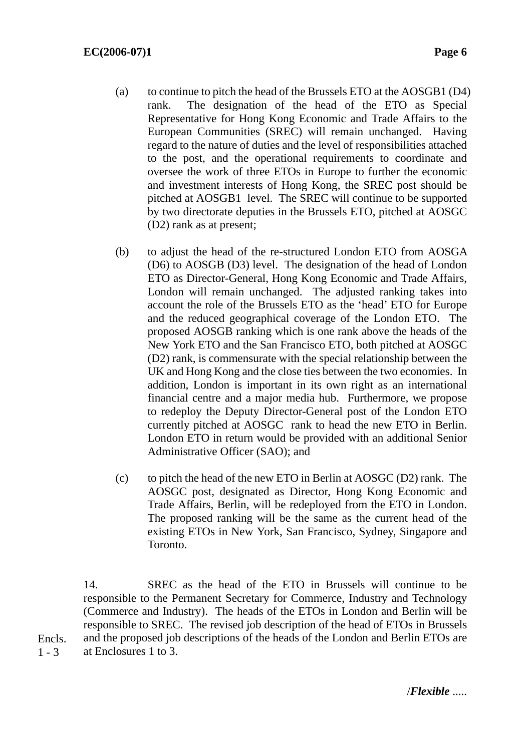(a) to continue to pitch the head of the Brussels ETO at the AOSGB1 (D4) rank. The designation of the head of the ETO as Special Representative for Hong Kong Economic and Trade Affairs to the European Communities (SREC) will remain unchanged. Having regard to the nature of duties and the level of responsibilities attached to the post, and the operational requirements to coordinate and oversee the work of three ETOs in Europe to further the economic and investment interests of Hong Kong, the SREC post should be pitched at AOSGB1 level. The SREC will continue to be supported by two directorate deputies in the Brussels ETO, pitched at AOSGC (D2) rank as at present;

(b) to adjust the head of the re-structured London ETO from AOSGA (D6) to AOSGB (D3) level. The designation of the head of London ETO as Director-General, Hong Kong Economic and Trade Affairs, London will remain unchanged. The adjusted ranking takes into account the role of the Brussels ETO as the 'head' ETO for Europe and the reduced geographical coverage of the London ETO. The proposed AOSGB ranking which is one rank above the heads of the New York ETO and the San Francisco ETO, both pitched at AOSGC (D2) rank, is commensurate with the special relationship between the UK and Hong Kong and the close ties between the two economies. In addition, London is important in its own right as an international financial centre and a major media hub. Furthermore, we propose to redeploy the Deputy Director-General post of the London ETO currently pitched at AOSGC rank to head the new ETO in Berlin. London ETO in return would be provided with an additional Senior Administrative Officer (SAO); and

(c) to pitch the head of the new ETO in Berlin at AOSGC (D2) rank. The AOSGC post, designated as Director, Hong Kong Economic and Trade Affairs, Berlin, will be redeployed from the ETO in London. The proposed ranking will be the same as the current head of the existing ETOs in New York, San Francisco, Sydney, Singapore and Toronto.

14. SREC as the head of the ETO in Brussels will continue to be responsible to the Permanent Secretary for Commerce, Industry and Technology (Commerce and Industry). The heads of the ETOs in London and Berlin will be responsible to SREC. The revised job description of the head of ETOs in Brussels and the proposed job descriptions of the heads of the London and Berlin ETOs are at Enclosures 1 to 3.

Encls. 1 - 3

/*Flexible* .....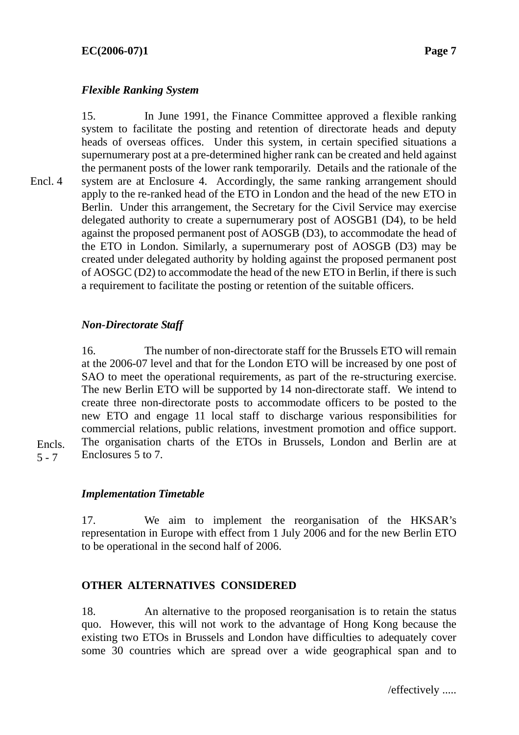*Flexible Ranking System*

15. In June 1991, the Finance Committee approved a flexible ranking system to facilitate the posting and retention of directorate heads and deputy heads of overseas offices. Under this system, in certain specified situations a supernumerary post at a pre-determined higher rank can be created and held against the permanent posts of the lower rank temporarily. Details and the rationale of the system are at Enclosure 4. Accordingly, the same ranking arrangement should apply to the re-ranked head of the ETO in London and the head of the new ETO in Berlin. Under this arrangement, the Secretary for the Civil Service may exercise delegated authority to create a supernumerary post of AOSGB1 (D4), to be held against the proposed permanent post of AOSGB (D3), to accommodate the head of the ETO in London. Similarly, a supernumerary post of AOSGB (D3) may be created under delegated authority by holding against the proposed permanent post of AOSGC (D2) to accommodate the head of the new ETO in Berlin, if there is such a requirement to facilitate the posting or retention of the suitable officers.

Encl. 4

*Non-Directorate Staff*

16. The number of non-directorate staff for the Brussels ETO will remain at the 2006-07 level and that for the London ETO will be increased by one post of SAO to meet the operational requirements, as part of the re-structuring exercise. The new Berlin ETO will be supported by 14 non-directorate staff. We intend to create three non-directorate posts to accommodate officers to be posted to the new ETO and engage 11 local staff to discharge various responsibilities for commercial relations, public relations, investment promotion and office support. The organisation charts of the ETOs in Brussels, London and Berlin are at Enclosures 5 to 7.

Encls. 5 - 7

*Implementation Timetable*

17. We aim to implement the reorganisation of the HKSAR's representation in Europe with effect from 1 July 2006 and for the new Berlin ETO to be operational in the second half of 2006.

**OTHER ALTERNATIVES CONSIDERED**

18. An alternative to the proposed reorganisation is to retain the status quo. However, this will not work to the advantage of Hong Kong because the existing two ETOs in Brussels and London have difficulties to adequately cover some 30 countries which are spread over a wide geographical span and to

/effectively .....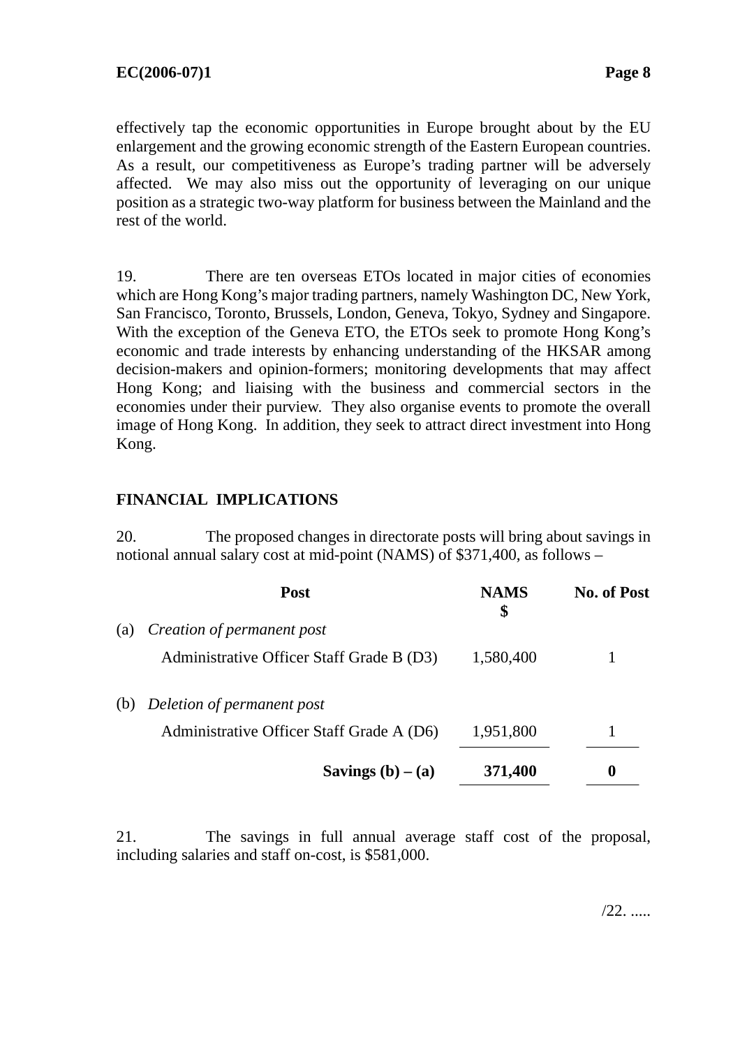effectively tap the economic opportunities in Europe brought about by the EU enlargement and the growing economic strength of the Eastern European countries. As a result, our competitiveness as Europe's trading partner will be adversely affected. We may also miss out the opportunity of leveraging on our unique position as a strategic two-way platform for business between the Mainland and the rest of the world.

19. There are ten overseas ETOs located in major cities of economies which are Hong Kong's major trading partners, namely Washington DC, New York, San Francisco, Toronto, Brussels, London, Geneva, Tokyo, Sydney and Singapore. With the exception of the Geneva ETO, the ETOs seek to promote Hong Kong's economic and trade interests by enhancing understanding of the HKSAR among decision-makers and opinion-formers; monitoring developments that may affect Hong Kong; and liaising with the business and commercial sectors in the economies under their purview. They also organise events to promote the overall image of Hong Kong. In addition, they seek to attract direct investment into Hong Kong.

## FINANCIAL IMPLICATIONS

20. The proposed changes in directorate posts will bring about savings in notional annual salary cost at mid-point (NAMS) of $371,400, as follows –

| Post | NAMS $ | No. of Post |
|---|---|---|
| (a) *Creation of permanent post* | | |
| Administrative Officer Staff Grade B (D3) | 1,580,400 | 1 |
| (b) *Deletion of permanent post* | | |
| Administrative Officer Staff Grade A (D6) | 1,951,800 | 1 |
| **Savings (b) – (a)** | **371,400** | **0** |

21. The savings in full annual average staff cost of the proposal, including salaries and staff on-cost, is $581,000.

/22. .....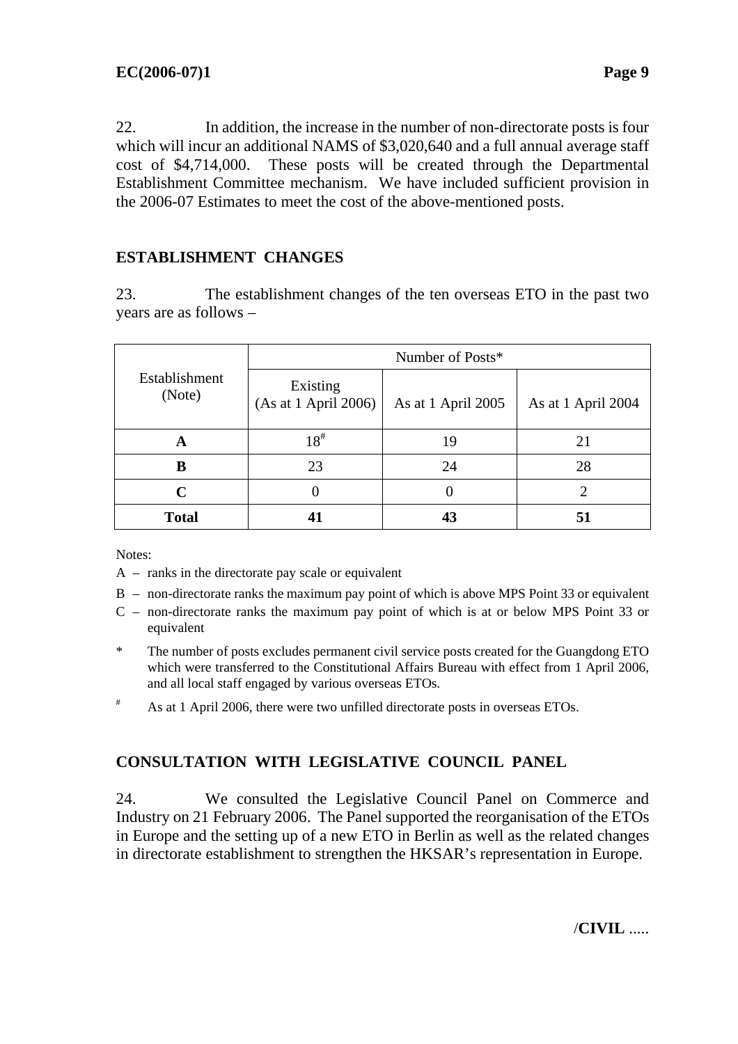22. In addition, the increase in the number of non-directorate posts is four which will incur an additional NAMS of $3,020,640 and a full annual average staff cost of $4,714,000. These posts will be created through the Departmental Establishment Committee mechanism. We have included sufficient provision in the 2006-07 Estimates to meet the cost of the above-mentioned posts.

## ESTABLISHMENT CHANGES

23. The establishment changes of the ten overseas ETO in the past two years are as follows –

| Establishment (Note) | Number of Posts* | | |
|---|---|---|---|
| | Existing (As at 1 April 2006) | As at 1 April 2005 | As at 1 April 2004 |
| **A** | 18[#] | 19 | 21 |
| **B** | 23 | 24 | 28 |
| **C** | 0 | 0 | 2 |
| **Total** | **41** | **43** | **51** |

Notes:

A – ranks in the directorate pay scale or equivalent

B – non-directorate ranks the maximum pay point of which is above MPS Point 33 or equivalent

C – non-directorate ranks the maximum pay point of which is at or below MPS Point 33 or equivalent

\* The number of posts excludes permanent civil service posts created for the Guangdong ETO which were transferred to the Constitutional Affairs Bureau with effect from 1 April 2006, and all local staff engaged by various overseas ETOs.

[#] As at 1 April 2006, there were two unfilled directorate posts in overseas ETOs.

## CONSULTATION WITH LEGISLATIVE COUNCIL PANEL

24. We consulted the Legislative Council Panel on Commerce and Industry on 21 February 2006. The Panel supported the reorganisation of the ETOs in Europe and the setting up of a new ETO in Berlin as well as the related changes in directorate establishment to strengthen the HKSAR's representation in Europe.

/**CIVIL** .....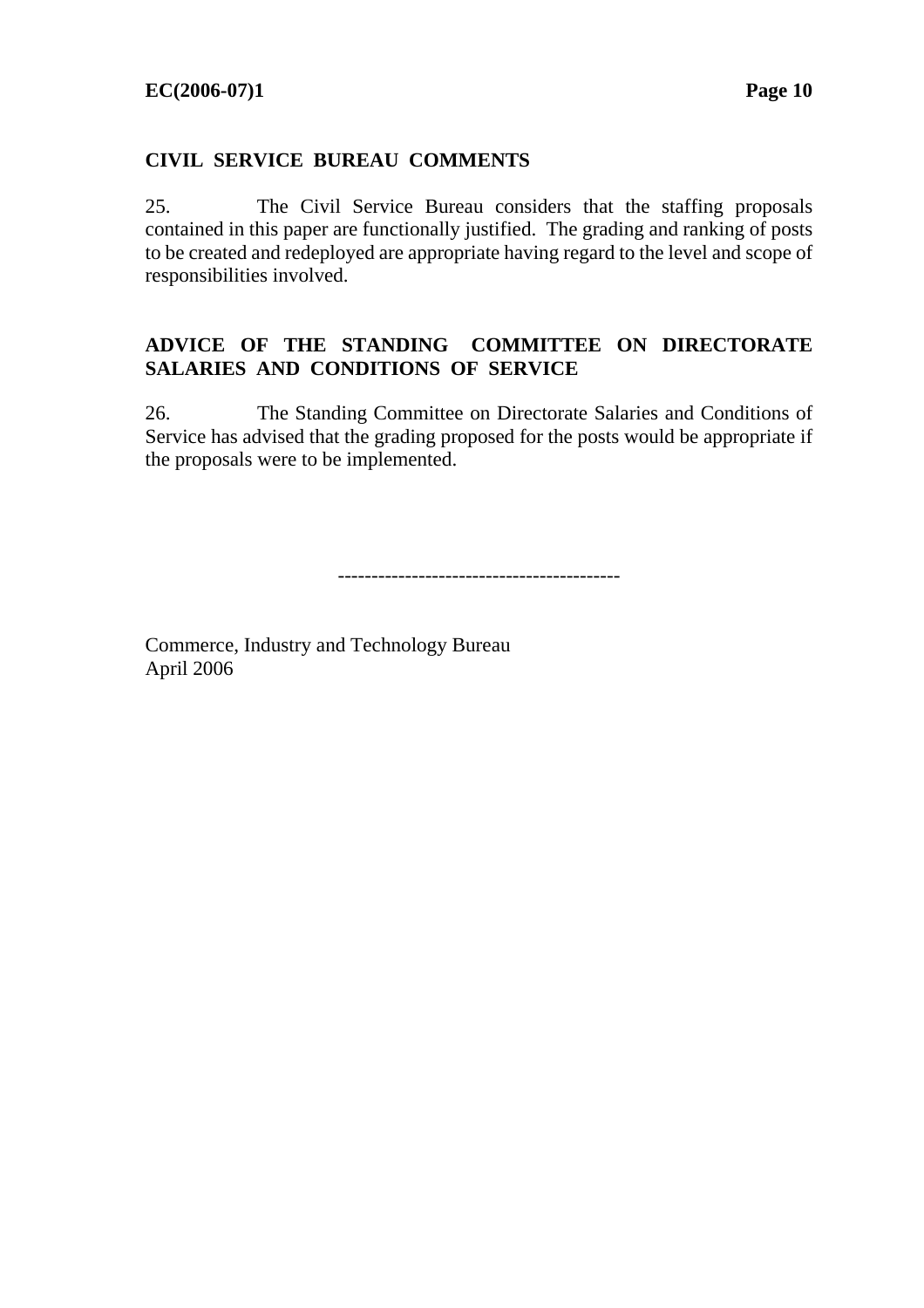## CIVIL SERVICE BUREAU COMMENTS

25. The Civil Service Bureau considers that the staffing proposals contained in this paper are functionally justified. The grading and ranking of posts to be created and redeployed are appropriate having regard to the level and scope of responsibilities involved.

## ADVICE OF THE STANDING COMMITTEE ON DIRECTORATE SALARIES AND CONDITIONS OF SERVICE

26. The Standing Committee on Directorate Salaries and Conditions of Service has advised that the grading proposed for the posts would be appropriate if the proposals were to be implemented.

-----------------------------------------

Commerce, Industry and Technology Bureau
April 2006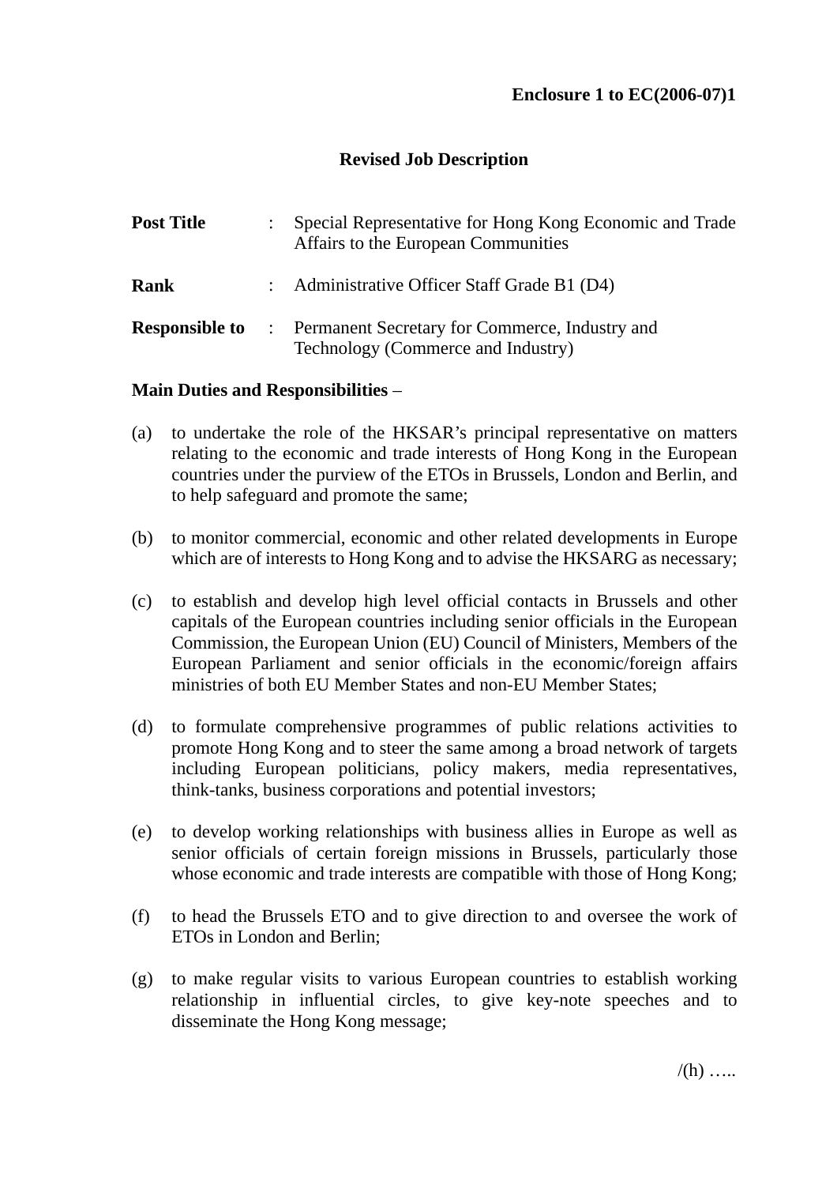**Enclosure 1 to EC(2006-07)1**

## Revised Job Description

**Post Title** : Special Representative for Hong Kong Economic and Trade Affairs to the European Communities

**Rank** : Administrative Officer Staff Grade B1 (D4)

**Responsible to** : Permanent Secretary for Commerce, Industry and Technology (Commerce and Industry)

**Main Duties and Responsibilities** –

(a) to undertake the role of the HKSAR's principal representative on matters relating to the economic and trade interests of Hong Kong in the European countries under the purview of the ETOs in Brussels, London and Berlin, and to help safeguard and promote the same;

(b) to monitor commercial, economic and other related developments in Europe which are of interests to Hong Kong and to advise the HKSARG as necessary;

(c) to establish and develop high level official contacts in Brussels and other capitals of the European countries including senior officials in the European Commission, the European Union (EU) Council of Ministers, Members of the European Parliament and senior officials in the economic/foreign affairs ministries of both EU Member States and non-EU Member States;

(d) to formulate comprehensive programmes of public relations activities to promote Hong Kong and to steer the same among a broad network of targets including European politicians, policy makers, media representatives, think-tanks, business corporations and potential investors;

(e) to develop working relationships with business allies in Europe as well as senior officials of certain foreign missions in Brussels, particularly those whose economic and trade interests are compatible with those of Hong Kong;

(f) to head the Brussels ETO and to give direction to and oversee the work of ETOs in London and Berlin;

(g) to make regular visits to various European countries to establish working relationship in influential circles, to give key-note speeches and to disseminate the Hong Kong message;

/(h) …..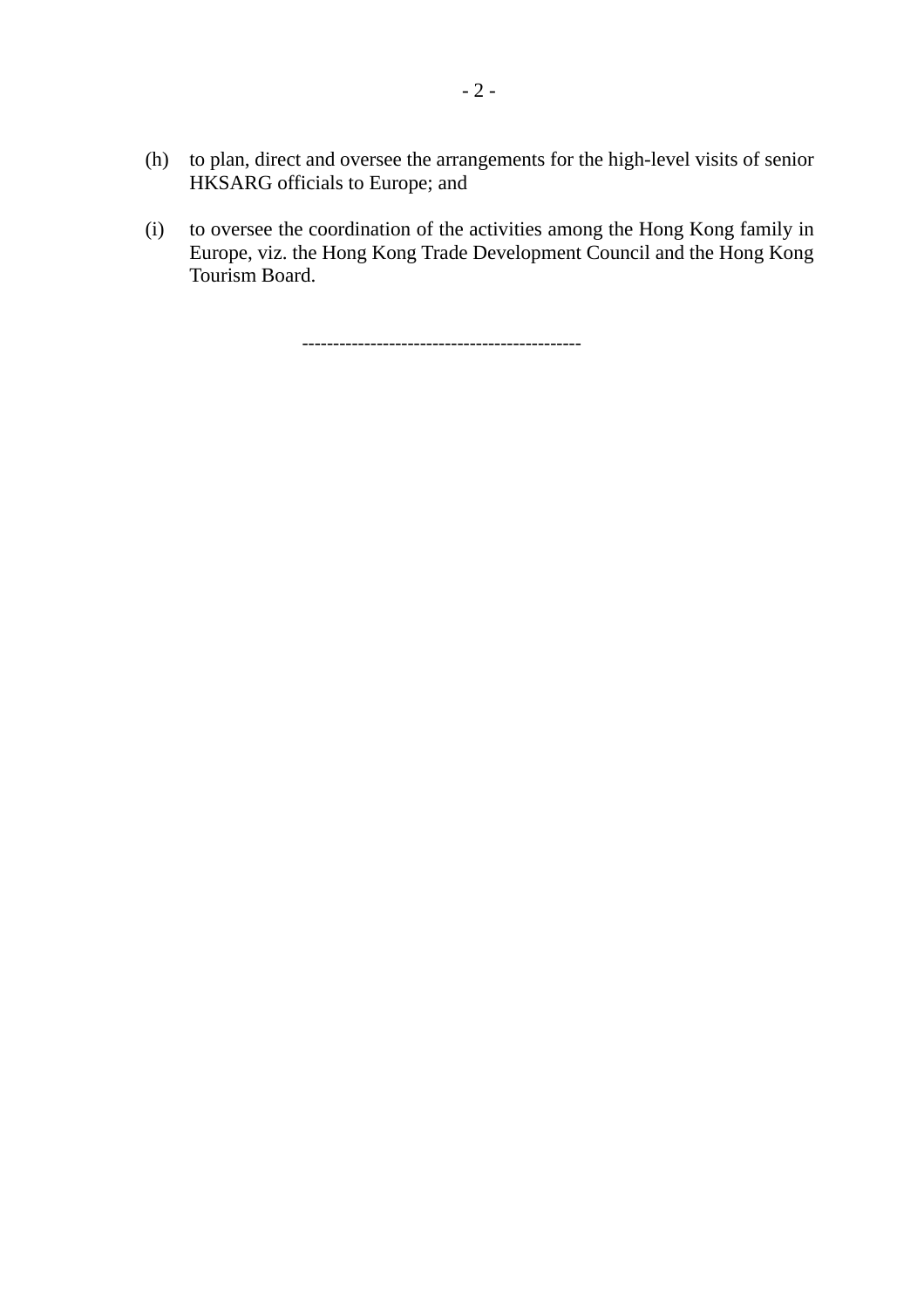(h) to plan, direct and oversee the arrangements for the high-level visits of senior HKSARG officials to Europe; and

(i) to oversee the coordination of the activities among the Hong Kong family in Europe, viz. the Hong Kong Trade Development Council and the Hong Kong Tourism Board.

--------------------------------------------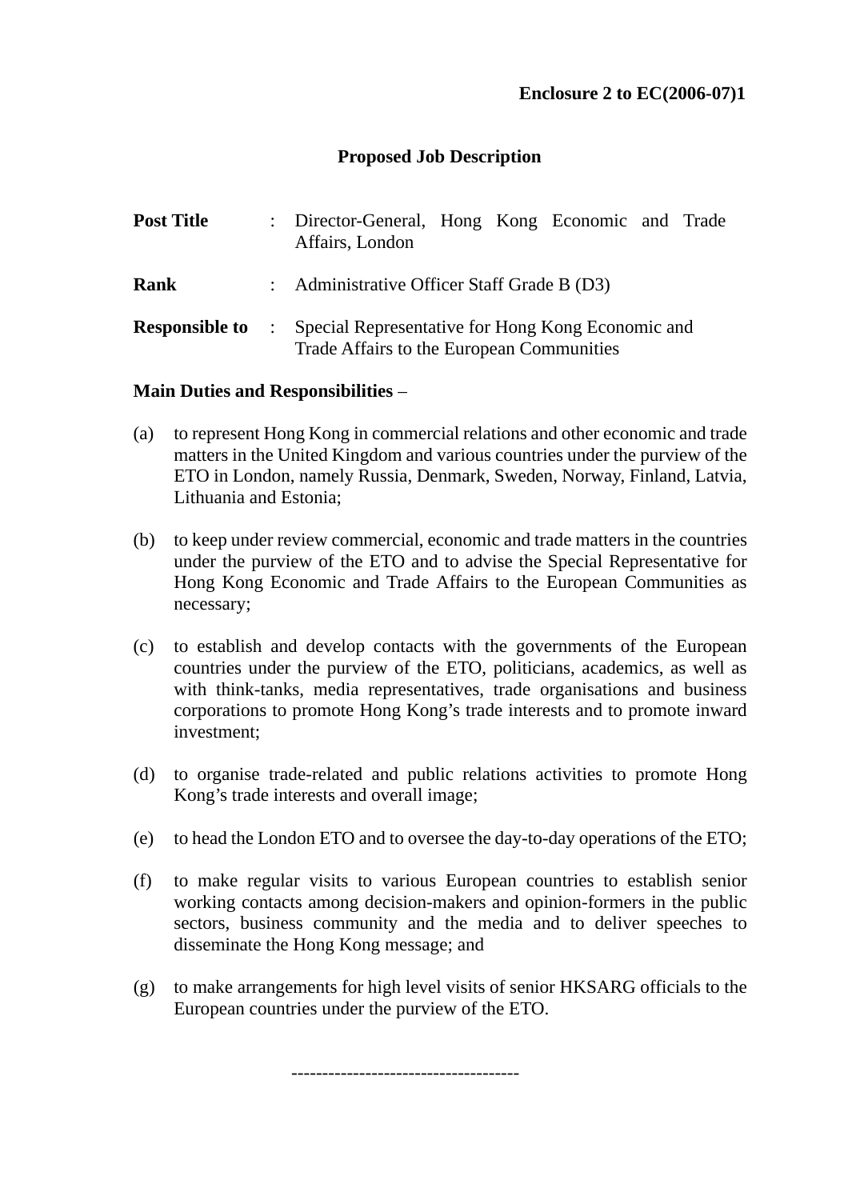**Enclosure 2 to EC(2006-07)1**

## Proposed Job Description

**Post Title** : Director-General, Hong Kong Economic and Trade Affairs, London

**Rank** : Administrative Officer Staff Grade B (D3)

**Responsible to** : Special Representative for Hong Kong Economic and Trade Affairs to the European Communities

**Main Duties and Responsibilities** –

(a) to represent Hong Kong in commercial relations and other economic and trade matters in the United Kingdom and various countries under the purview of the ETO in London, namely Russia, Denmark, Sweden, Norway, Finland, Latvia, Lithuania and Estonia;

(b) to keep under review commercial, economic and trade matters in the countries under the purview of the ETO and to advise the Special Representative for Hong Kong Economic and Trade Affairs to the European Communities as necessary;

(c) to establish and develop contacts with the governments of the European countries under the purview of the ETO, politicians, academics, as well as with think-tanks, media representatives, trade organisations and business corporations to promote Hong Kong's trade interests and to promote inward investment;

(d) to organise trade-related and public relations activities to promote Hong Kong's trade interests and overall image;

(e) to head the London ETO and to oversee the day-to-day operations of the ETO;

(f) to make regular visits to various European countries to establish senior working contacts among decision-makers and opinion-formers in the public sectors, business community and the media and to deliver speeches to disseminate the Hong Kong message; and

(g) to make arrangements for high level visits of senior HKSARG officials to the European countries under the purview of the ETO.

------------------------------------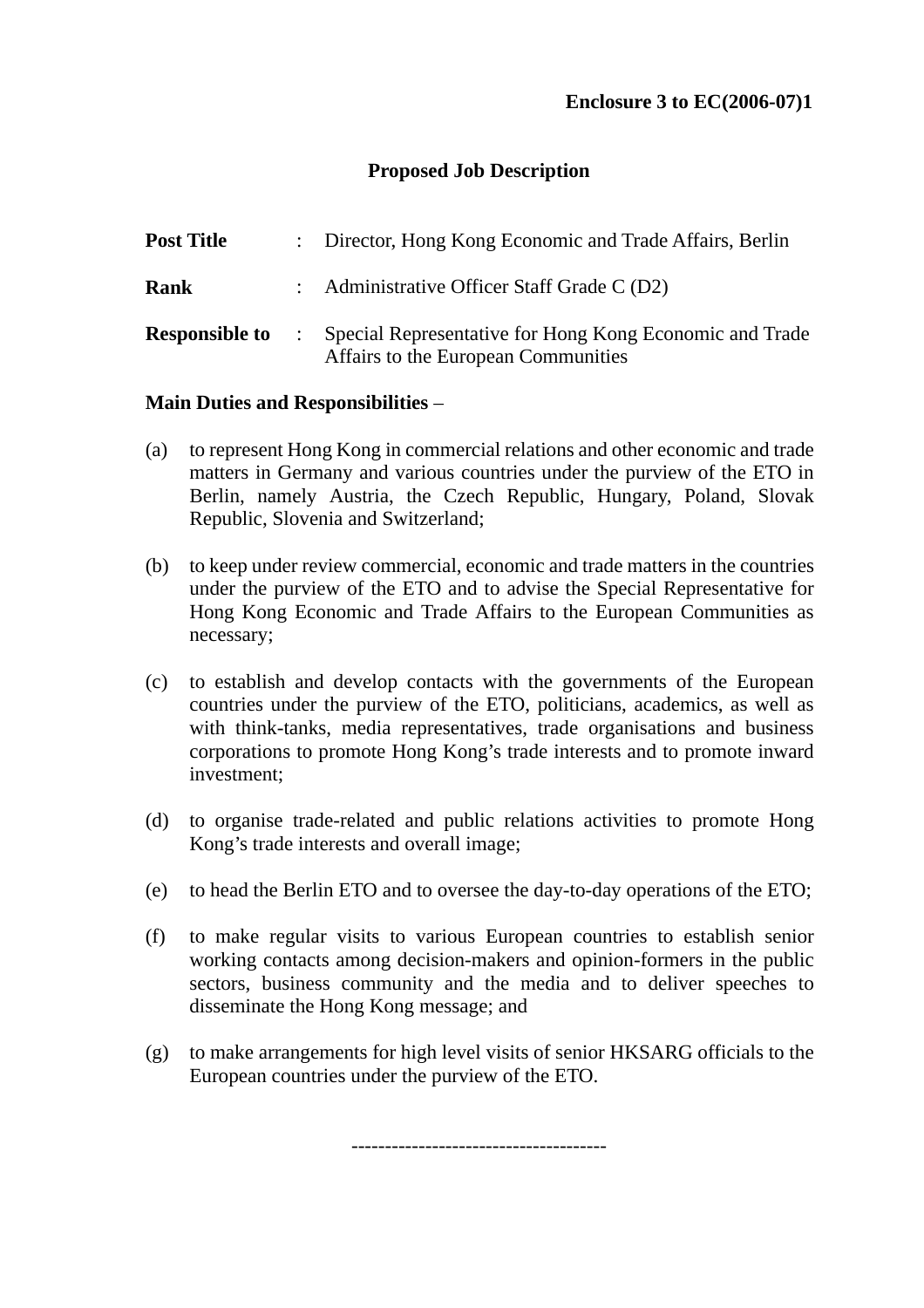**Enclosure 3 to EC(2006-07)1**

## Proposed Job Description

**Post Title** : Director, Hong Kong Economic and Trade Affairs, Berlin

**Rank** : Administrative Officer Staff Grade C (D2)

**Responsible to** : Special Representative for Hong Kong Economic and Trade Affairs to the European Communities

**Main Duties and Responsibilities** –

(a) to represent Hong Kong in commercial relations and other economic and trade matters in Germany and various countries under the purview of the ETO in Berlin, namely Austria, the Czech Republic, Hungary, Poland, Slovak Republic, Slovenia and Switzerland;

(b) to keep under review commercial, economic and trade matters in the countries under the purview of the ETO and to advise the Special Representative for Hong Kong Economic and Trade Affairs to the European Communities as necessary;

(c) to establish and develop contacts with the governments of the European countries under the purview of the ETO, politicians, academics, as well as with think-tanks, media representatives, trade organisations and business corporations to promote Hong Kong's trade interests and to promote inward investment;

(d) to organise trade-related and public relations activities to promote Hong Kong's trade interests and overall image;

(e) to head the Berlin ETO and to oversee the day-to-day operations of the ETO;

(f) to make regular visits to various European countries to establish senior working contacts among decision-makers and opinion-formers in the public sectors, business community and the media and to deliver speeches to disseminate the Hong Kong message; and

(g) to make arrangements for high level visits of senior HKSARG officials to the European countries under the purview of the ETO.

-------------------------------------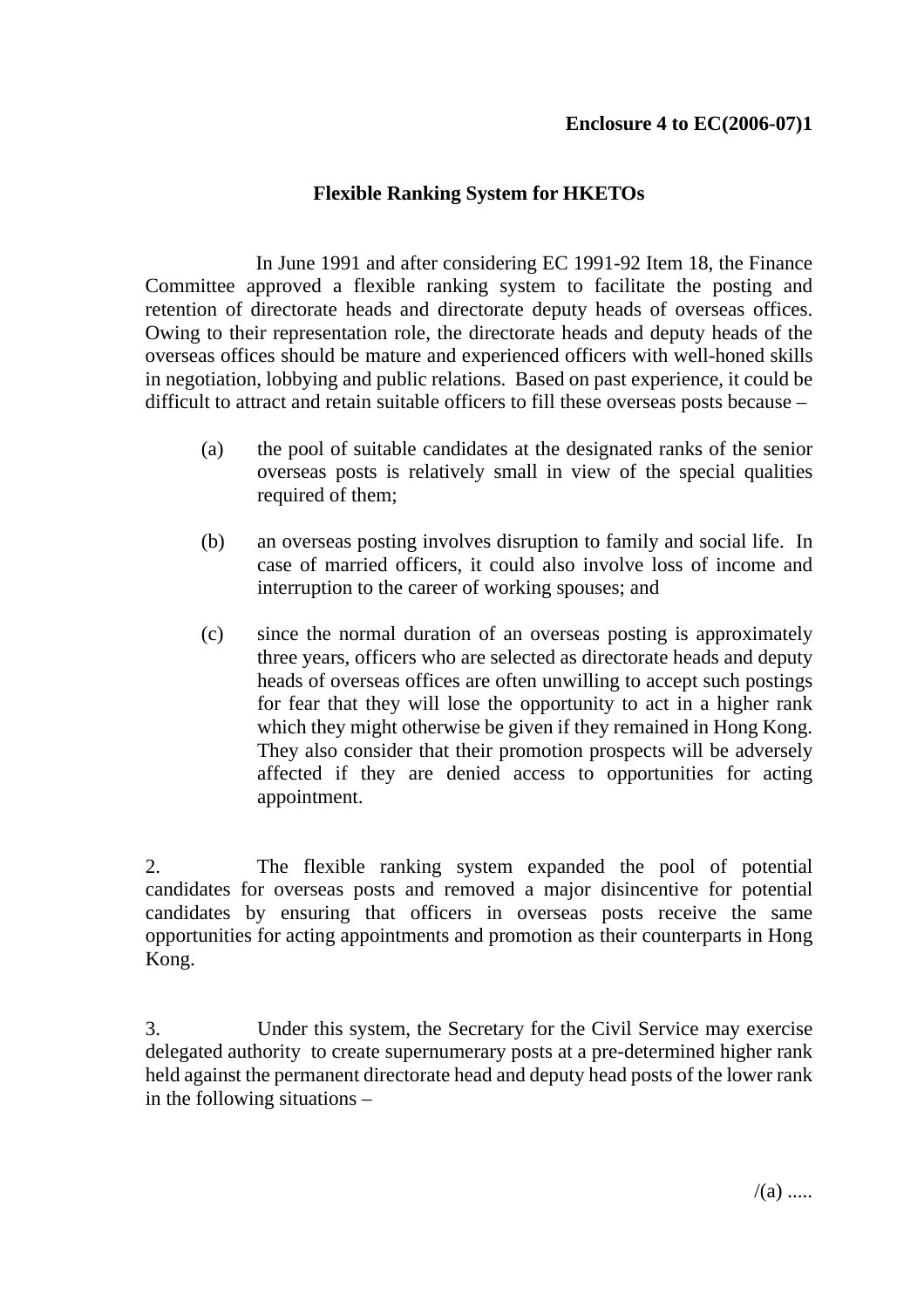**Enclosure 4 to EC(2006-07)1**

**Flexible Ranking System for HKETOs**

In June 1991 and after considering EC 1991-92 Item 18, the Finance Committee approved a flexible ranking system to facilitate the posting and retention of directorate heads and directorate deputy heads of overseas offices. Owing to their representation role, the directorate heads and deputy heads of the overseas offices should be mature and experienced officers with well-honed skills in negotiation, lobbying and public relations. Based on past experience, it could be difficult to attract and retain suitable officers to fill these overseas posts because –

(a) the pool of suitable candidates at the designated ranks of the senior overseas posts is relatively small in view of the special qualities required of them;

(b) an overseas posting involves disruption to family and social life. In case of married officers, it could also involve loss of income and interruption to the career of working spouses; and

(c) since the normal duration of an overseas posting is approximately three years, officers who are selected as directorate heads and deputy heads of overseas offices are often unwilling to accept such postings for fear that they will lose the opportunity to act in a higher rank which they might otherwise be given if they remained in Hong Kong. They also consider that their promotion prospects will be adversely affected if they are denied access to opportunities for acting appointment.

2. The flexible ranking system expanded the pool of potential candidates for overseas posts and removed a major disincentive for potential candidates by ensuring that officers in overseas posts receive the same opportunities for acting appointments and promotion as their counterparts in Hong Kong.

3. Under this system, the Secretary for the Civil Service may exercise delegated authority to create supernumerary posts at a pre-determined higher rank held against the permanent directorate head and deputy head posts of the lower rank in the following situations –

/(a) .....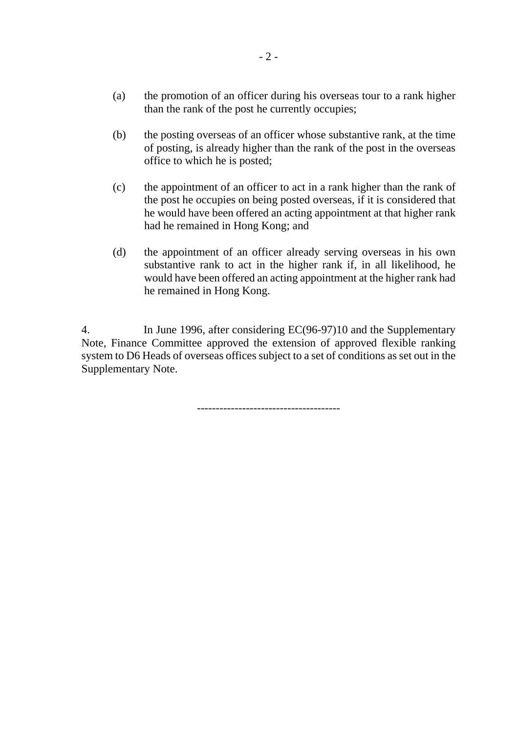(a) the promotion of an officer during his overseas tour to a rank higher than the rank of the post he currently occupies;

(b) the posting overseas of an officer whose substantive rank, at the time of posting, is already higher than the rank of the post in the overseas office to which he is posted;

(c) the appointment of an officer to act in a rank higher than the rank of the post he occupies on being posted overseas, if it is considered that he would have been offered an acting appointment at that higher rank had he remained in Hong Kong; and

(d) the appointment of an officer already serving overseas in his own substantive rank to act in the higher rank if, in all likelihood, he would have been offered an acting appointment at the higher rank had he remained in Hong Kong.

4. In June 1996, after considering EC(96-97)10 and the Supplementary Note, Finance Committee approved the extension of approved flexible ranking system to D6 Heads of overseas offices subject to a set of conditions as set out in the Supplementary Note.

-------------------------------------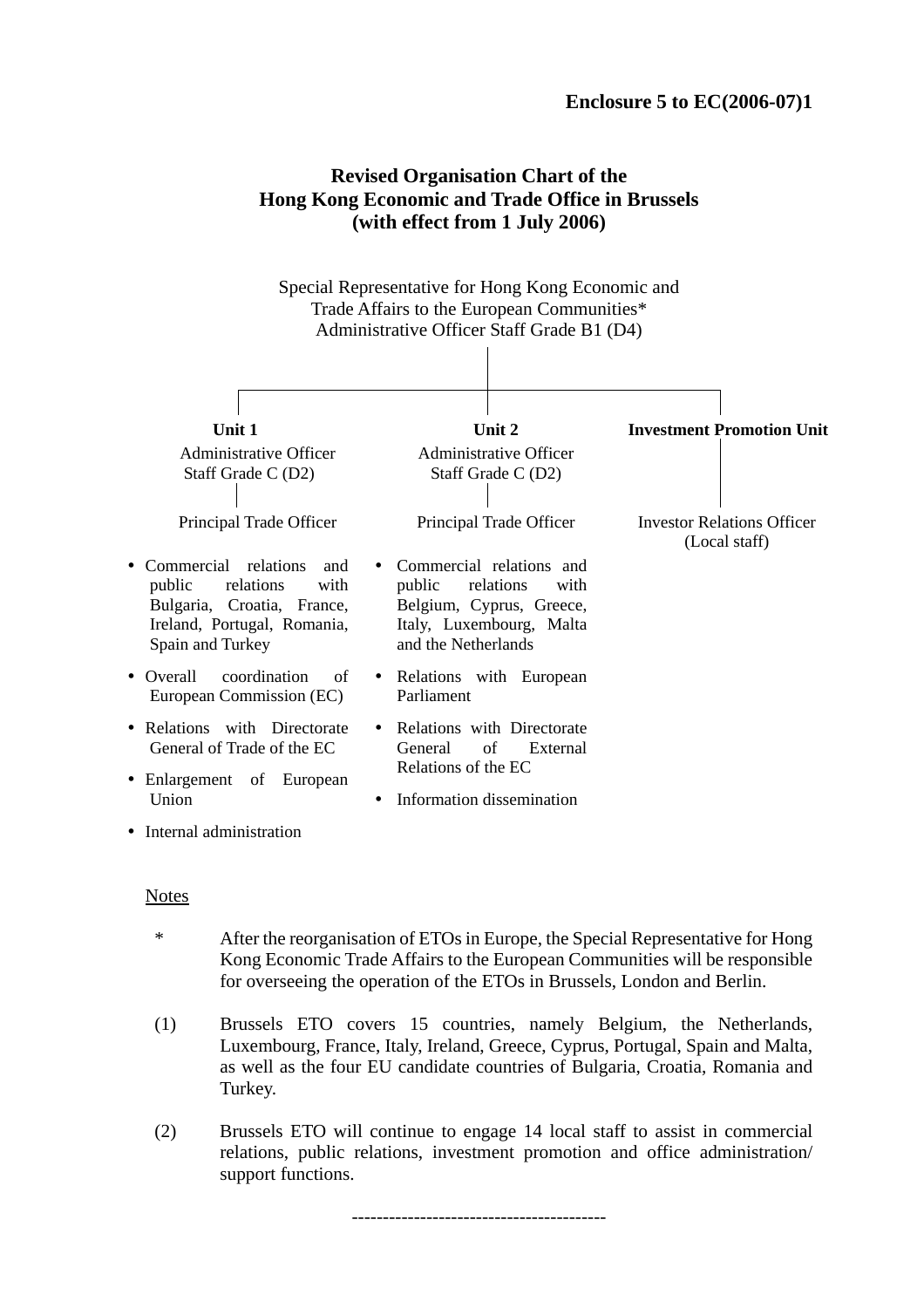**Enclosure 5 to EC(2006-07)1**

## Revised Organisation Chart of the Hong Kong Economic and Trade Office in Brussels (with effect from 1 July 2006)

Special Representative for Hong Kong Economic and Trade Affairs to the European Communities*
Administrative Officer Staff Grade B1 (D4)

**Unit 1**

Administrative Officer Staff Grade C (D2)

Principal Trade Officer

- Commercial relations and public relations with Bulgaria, Croatia, France, Ireland, Portugal, Romania, Spain and Turkey
- Overall coordination of European Commission (EC)
- Relations with Directorate General of Trade of the EC
- Enlargement of European Union
- Internal administration

**Unit 2**

Administrative Officer Staff Grade C (D2)

Principal Trade Officer

- Commercial relations and public relations with Belgium, Cyprus, Greece, Italy, Luxembourg, Malta and the Netherlands
- Relations with European Parliament
- Relations with Directorate General of External Relations of the EC
- Information dissemination

**Investment Promotion Unit**

Investor Relations Officer (Local staff)

Notes

\* After the reorganisation of ETOs in Europe, the Special Representative for Hong Kong Economic Trade Affairs to the European Communities will be responsible for overseeing the operation of the ETOs in Brussels, London and Berlin.

(1) Brussels ETO covers 15 countries, namely Belgium, the Netherlands, Luxembourg, France, Italy, Ireland, Greece, Cyprus, Portugal, Spain and Malta, as well as the four EU candidate countries of Bulgaria, Croatia, Romania and Turkey.

(2) Brussels ETO will continue to engage 14 local staff to assist in commercial relations, public relations, investment promotion and office administration/ support functions.

----------------------------------------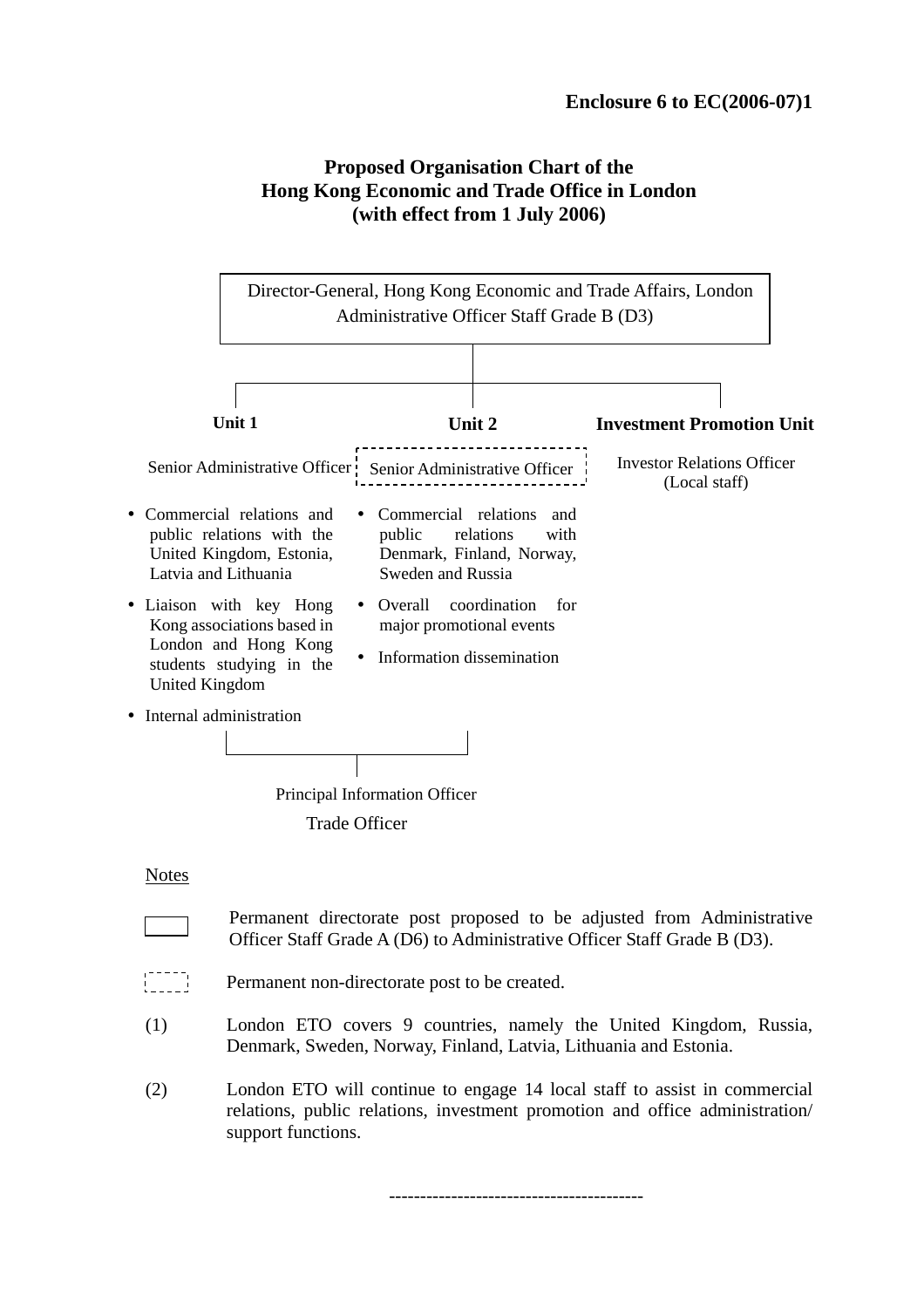**Enclosure 6 to EC(2006-07)1**

## Proposed Organisation Chart of the Hong Kong Economic and Trade Office in London (with effect from 1 July 2006)

Director-General, Hong Kong Economic and Trade Affairs, London
Administrative Officer Staff Grade B (D3)

**Unit 1**

Senior Administrative Officer

- Commercial relations and public relations with the United Kingdom, Estonia, Latvia and Lithuania
- Liaison with key Hong Kong associations based in London and Hong Kong students studying in the United Kingdom
- Internal administration

**Unit 2**

Senior Administrative Officer

- Commercial relations and public relations with Denmark, Finland, Norway, Sweden and Russia
- Overall coordination for major promotional events
- Information dissemination

**Investment Promotion Unit**

Investor Relations Officer
(Local staff)

Principal Information Officer

Trade Officer

Notes

[Solid box] Permanent directorate post proposed to be adjusted from Administrative Officer Staff Grade A (D6) to Administrative Officer Staff Grade B (D3).

[Dashed box] Permanent non-directorate post to be created.

(1) London ETO covers 9 countries, namely the United Kingdom, Russia, Denmark, Sweden, Norway, Finland, Latvia, Lithuania and Estonia.

(2) London ETO will continue to engage 14 local staff to assist in commercial relations, public relations, investment promotion and office administration/ support functions.

----------------------------------------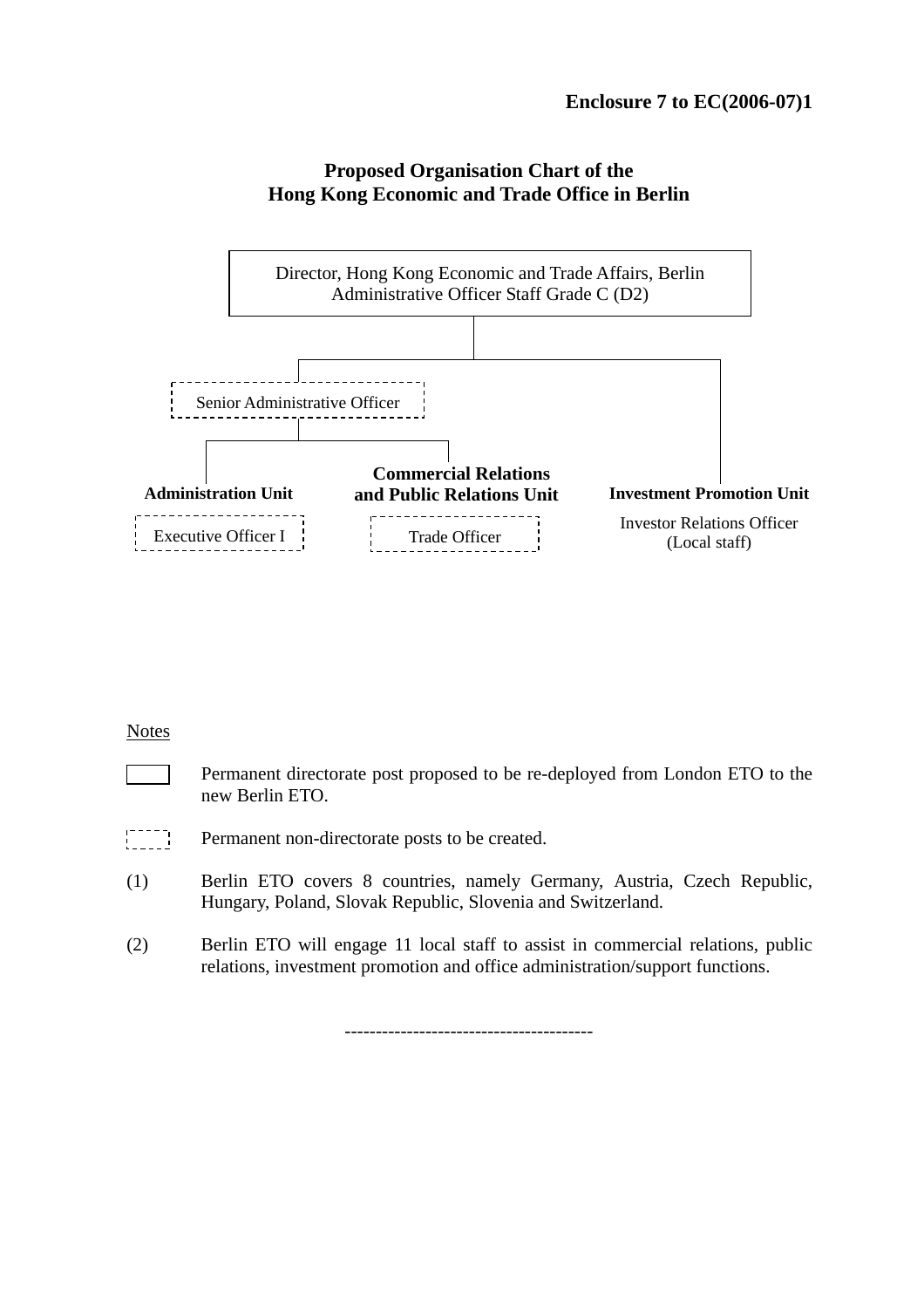**Enclosure 7 to EC(2006-07)1**

## Proposed Organisation Chart of the Hong Kong Economic and Trade Office in Berlin

Director, Hong Kong Economic and Trade Affairs, Berlin
Administrative Officer Staff Grade C (D2)

Senior Administrative Officer

**Administration Unit**
Executive Officer I

**Commercial Relations and Public Relations Unit**
Trade Officer

**Investment Promotion Unit**
Investor Relations Officer (Local staff)

Notes

[solid box] Permanent directorate post proposed to be re-deployed from London ETO to the new Berlin ETO.

[dashed box] Permanent non-directorate posts to be created.

(1) Berlin ETO covers 8 countries, namely Germany, Austria, Czech Republic, Hungary, Poland, Slovak Republic, Slovenia and Switzerland.

(2) Berlin ETO will engage 11 local staff to assist in commercial relations, public relations, investment promotion and office administration/support functions.

--------------------------------------